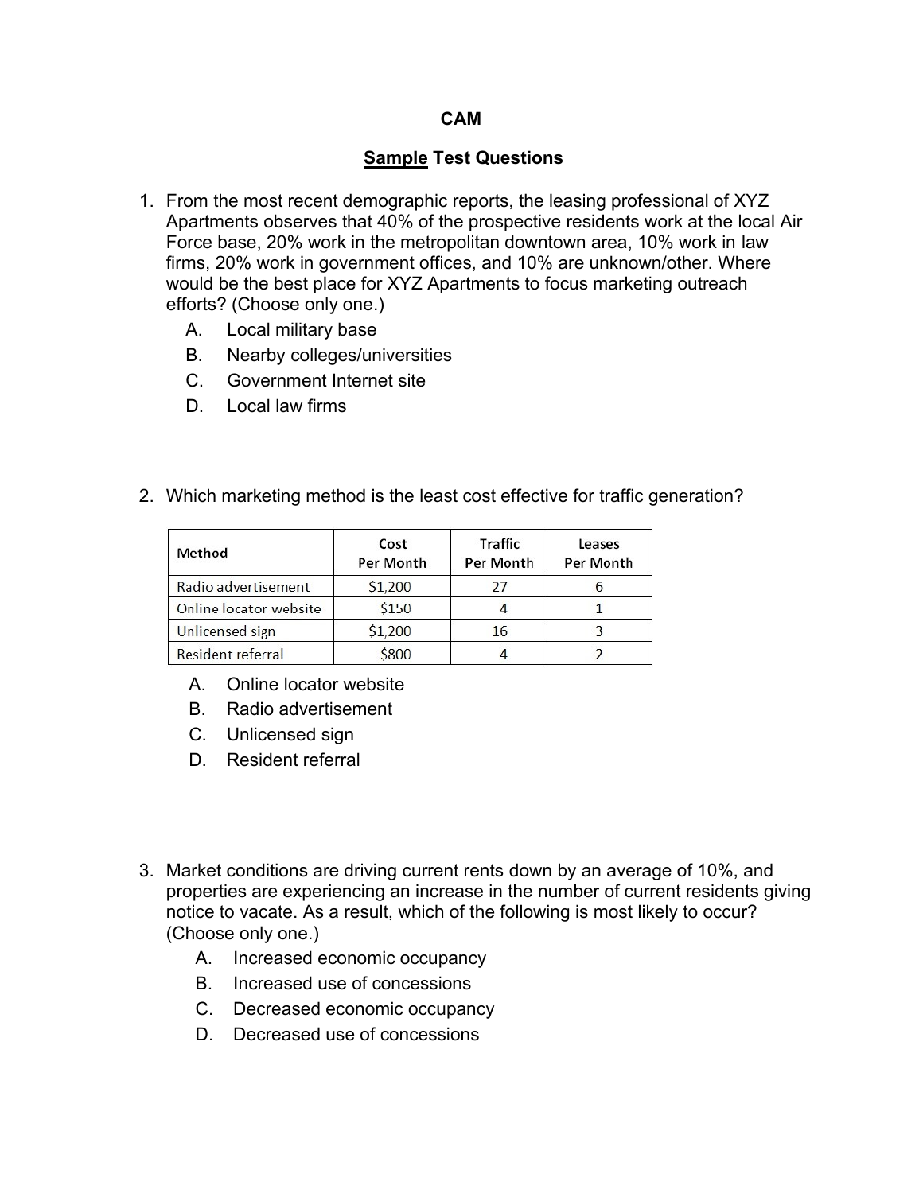# CAM

## <u>Sample</u> Test Questions

1. From the most recent demographic reports, the leasing professional of XYZ Apartments observes that 40% of the prospective residents work at the local Air Force base, 20% work in the metropolitan downtown area, 10% work in law firms, 20% work in government offices, and 10% are unknown/other. Where would be the best place for XYZ Apartments to focus marketing outreach efforts? (Choose only one.)
   - A. Local military base
   - B. Nearby colleges/universities
   - C. Government Internet site
   - D. Local law firms

2. Which marketing method is the least cost effective for traffic generation?

| Method | Cost Per Month | Traffic Per Month | Leases Per Month |
|---|---|---|---|
| Radio advertisement | $1,200 | 27 | 6 |
| Online locator website | $150 | 4 | 1 |
| Unlicensed sign | $1,200 | 16 | 3 |
| Resident referral | $800 | 4 | 2 |

   - A. Online locator website
   - B. Radio advertisement
   - C. Unlicensed sign
   - D. Resident referral

3. Market conditions are driving current rents down by an average of 10%, and properties are experiencing an increase in the number of current residents giving notice to vacate. As a result, which of the following is most likely to occur? (Choose only one.)
   - A. Increased economic occupancy
   - B. Increased use of concessions
   - C. Decreased economic occupancy
   - D. Decreased use of concessions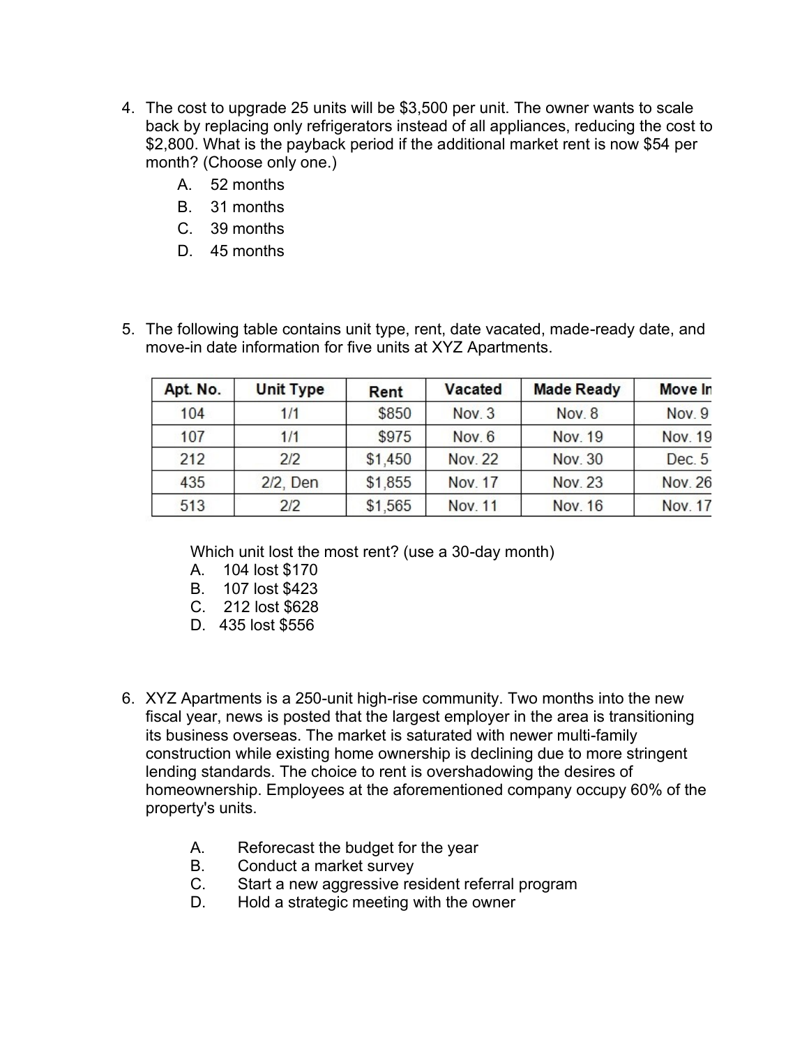4. The cost to upgrade 25 units will be $3,500 per unit. The owner wants to scale back by replacing only refrigerators instead of all appliances, reducing the cost to $2,800. What is the payback period if the additional market rent is now $54 per month? (Choose only one.)
   - A. 52 months
   - B. 31 months
   - C. 39 months
   - D. 45 months

5. The following table contains unit type, rent, date vacated, made-ready date, and move-in date information for five units at XYZ Apartments.

| Apt. No. | Unit Type | Rent | Vacated | Made Ready | Move In |
|---|---|---|---|---|---|
| 104 | 1/1 | $850 | Nov. 3 | Nov. 8 | Nov. 9 |
| 107 | 1/1 | $975 | Nov. 6 | Nov. 19 | Nov. 19 |
| 212 | 2/2 | $1,450 | Nov. 22 | Nov. 30 | Dec. 5 |
| 435 | 2/2, Den | $1,855 | Nov. 17 | Nov. 23 | Nov. 26 |
| 513 | 2/2 | $1,565 | Nov. 11 | Nov. 16 | Nov. 17 |

   Which unit lost the most rent? (use a 30-day month)
   - A. 104 lost $170
   - B. 107 lost $423
   - C. 212 lost $628
   - D. 435 lost $556

6. XYZ Apartments is a 250-unit high-rise community. Two months into the new fiscal year, news is posted that the largest employer in the area is transitioning its business overseas. The market is saturated with newer multi-family construction while existing home ownership is declining due to more stringent lending standards. The choice to rent is overshadowing the desires of homeownership. Employees at the aforementioned company occupy 60% of the property's units.
   - A. Reforecast the budget for the year
   - B. Conduct a market survey
   - C. Start a new aggressive resident referral program
   - D. Hold a strategic meeting with the owner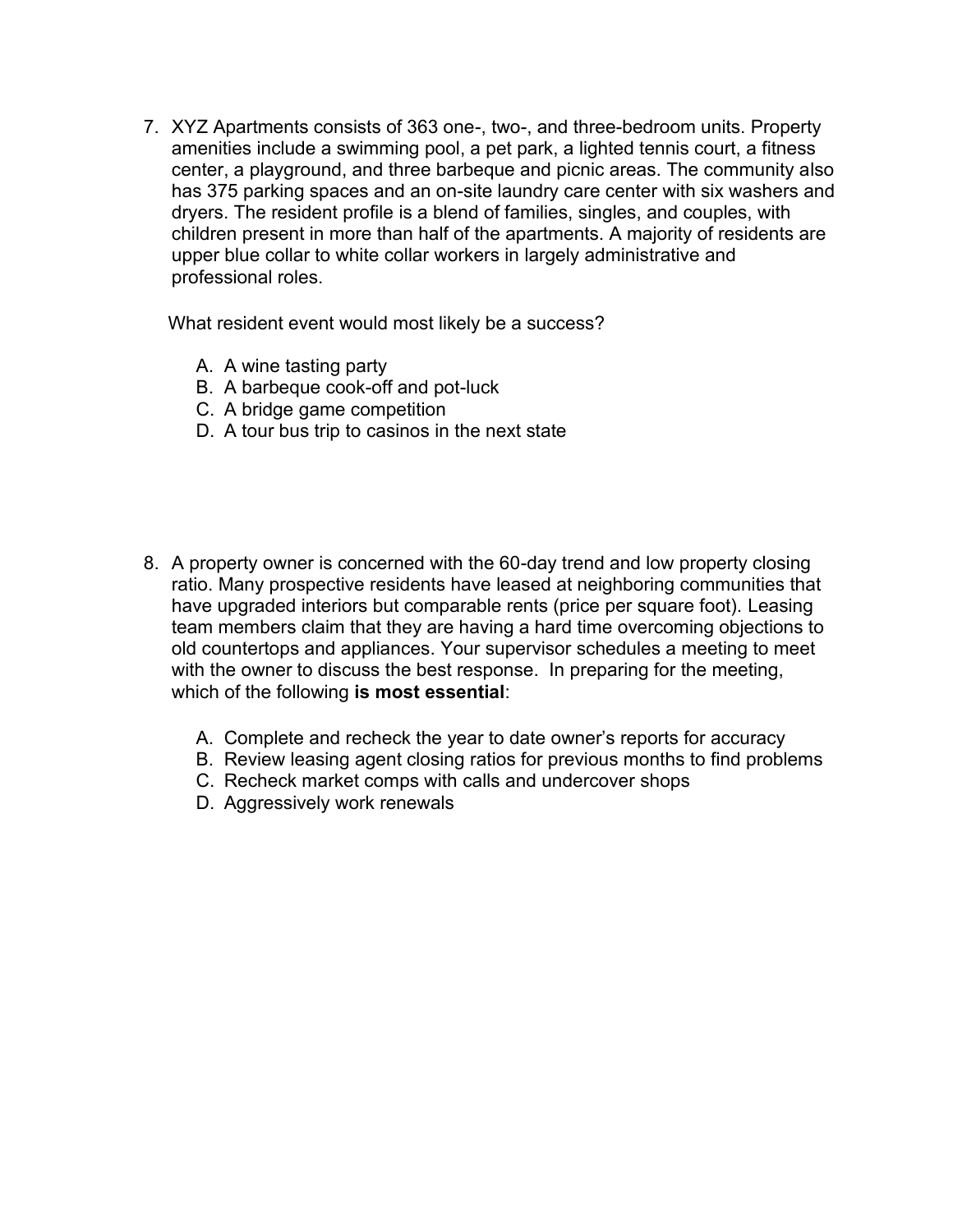7. XYZ Apartments consists of 363 one-, two-, and three-bedroom units. Property amenities include a swimming pool, a pet park, a lighted tennis court, a fitness center, a playground, and three barbeque and picnic areas. The community also has 375 parking spaces and an on-site laundry care center with six washers and dryers. The resident profile is a blend of families, singles, and couples, with children present in more than half of the apartments. A majority of residents are upper blue collar to white collar workers in largely administrative and professional roles.

   What resident event would most likely be a success?

   A. A wine tasting party
   B. A barbeque cook-off and pot-luck
   C. A bridge game competition
   D. A tour bus trip to casinos in the next state

8. A property owner is concerned with the 60-day trend and low property closing ratio. Many prospective residents have leased at neighboring communities that have upgraded interiors but comparable rents (price per square foot). Leasing team members claim that they are having a hard time overcoming objections to old countertops and appliances. Your supervisor schedules a meeting to meet with the owner to discuss the best response. In preparing for the meeting, which of the following **is most essential**:

   A. Complete and recheck the year to date owner's reports for accuracy
   B. Review leasing agent closing ratios for previous months to find problems
   C. Recheck market comps with calls and undercover shops
   D. Aggressively work renewals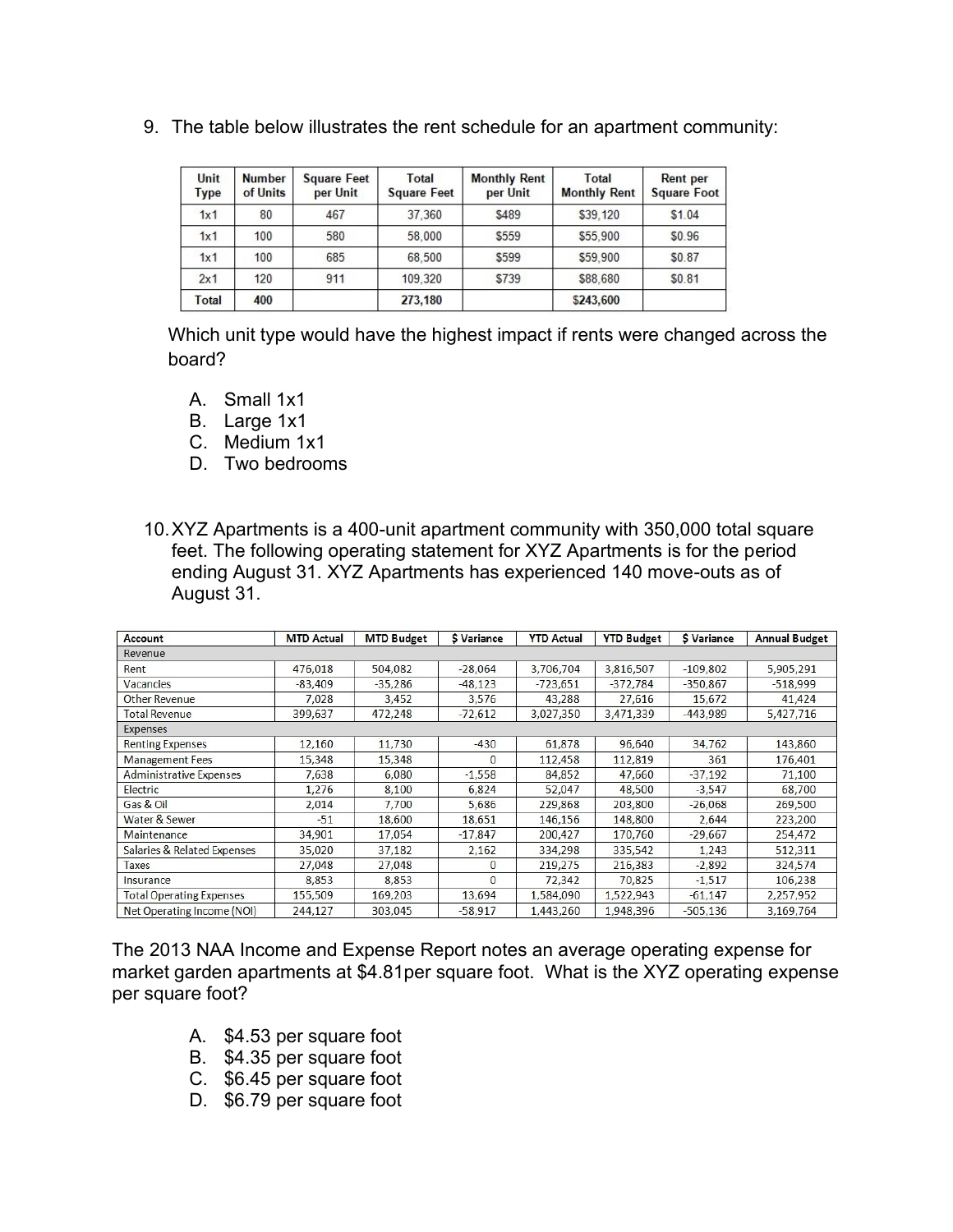9. The table below illustrates the rent schedule for an apartment community:

| Unit Type | Number of Units | Square Feet per Unit | Total Square Feet | Monthly Rent per Unit | Total Monthly Rent | Rent per Square Foot |
|---|---|---|---|---|---|---|
| 1x1 | 80 | 467 | 37,360 | $489 | $39,120 | $1.04 |
| 1x1 | 100 | 580 | 58,000 | $559 | $55,900 | $0.96 |
| 1x1 | 100 | 685 | 68,500 | $599 | $59,900 | $0.87 |
| 2x1 | 120 | 911 | 109,320 | $739 | $88,680 | $0.81 |
| Total | 400 | | 273,180 | | $243,600 | |

Which unit type would have the highest impact if rents were changed across the board?

A. Small 1x1
B. Large 1x1
C. Medium 1x1
D. Two bedrooms

10. XYZ Apartments is a 400-unit apartment community with 350,000 total square feet. The following operating statement for XYZ Apartments is for the period ending August 31. XYZ Apartments has experienced 140 move-outs as of August 31.

| Account | MTD Actual | MTD Budget | $ Variance | YTD Actual | YTD Budget | $ Variance | Annual Budget |
|---|---|---|---|---|---|---|---|
| Revenue | | | | | | | |
| Rent | 476,018 | 504,082 | -28,064 | 3,706,704 | 3,816,507 | -109,802 | 5,905,291 |
| Vacancies | -83,409 | -35,286 | -48,123 | -723,651 | -372,784 | -350,867 | -518,999 |
| Other Revenue | 7,028 | 3,452 | 3,576 | 43,288 | 27,616 | 15,672 | 41,424 |
| Total Revenue | 399,637 | 472,248 | -72,612 | 3,027,350 | 3,471,339 | -443,989 | 5,427,716 |
| Expenses | | | | | | | |
| Renting Expenses | 12,160 | 11,730 | -430 | 61,878 | 96,640 | 34,762 | 143,860 |
| Management Fees | 15,348 | 15,348 | 0 | 112,458 | 112,819 | 361 | 176,401 |
| Administrative Expenses | 7,638 | 6,080 | -1,558 | 84,852 | 47,660 | -37,192 | 71,100 |
| Electric | 1,276 | 8,100 | 6,824 | 52,047 | 48,500 | -3,547 | 68,700 |
| Gas & Oil | 2,014 | 7,700 | 5,686 | 229,868 | 203,800 | -26,068 | 269,500 |
| Water & Sewer | -51 | 18,600 | 18,651 | 146,156 | 148,800 | 2,644 | 223,200 |
| Maintenance | 34,901 | 17,054 | -17,847 | 200,427 | 170,760 | -29,667 | 254,472 |
| Salaries & Related Expenses | 35,020 | 37,182 | 2,162 | 334,298 | 335,542 | 1,243 | 512,311 |
| Taxes | 27,048 | 27,048 | 0 | 219,275 | 216,383 | -2,892 | 324,574 |
| Insurance | 8,853 | 8,853 | 0 | 72,342 | 70,825 | -1,517 | 106,238 |
| Total Operating Expenses | 155,509 | 169,203 | 13,694 | 1,584,090 | 1,522,943 | -61,147 | 2,257,952 |
| Net Operating Income (NOI) | 244,127 | 303,045 | -58,917 | 1,443,260 | 1,948,396 | -505,136 | 3,169,764 |

The 2013 NAA Income and Expense Report notes an average operating expense for market garden apartments at $4.81per square foot. What is the XYZ operating expense per square foot?

A. $4.53 per square foot
B. $4.35 per square foot
C. $6.45 per square foot
D. $6.79 per square foot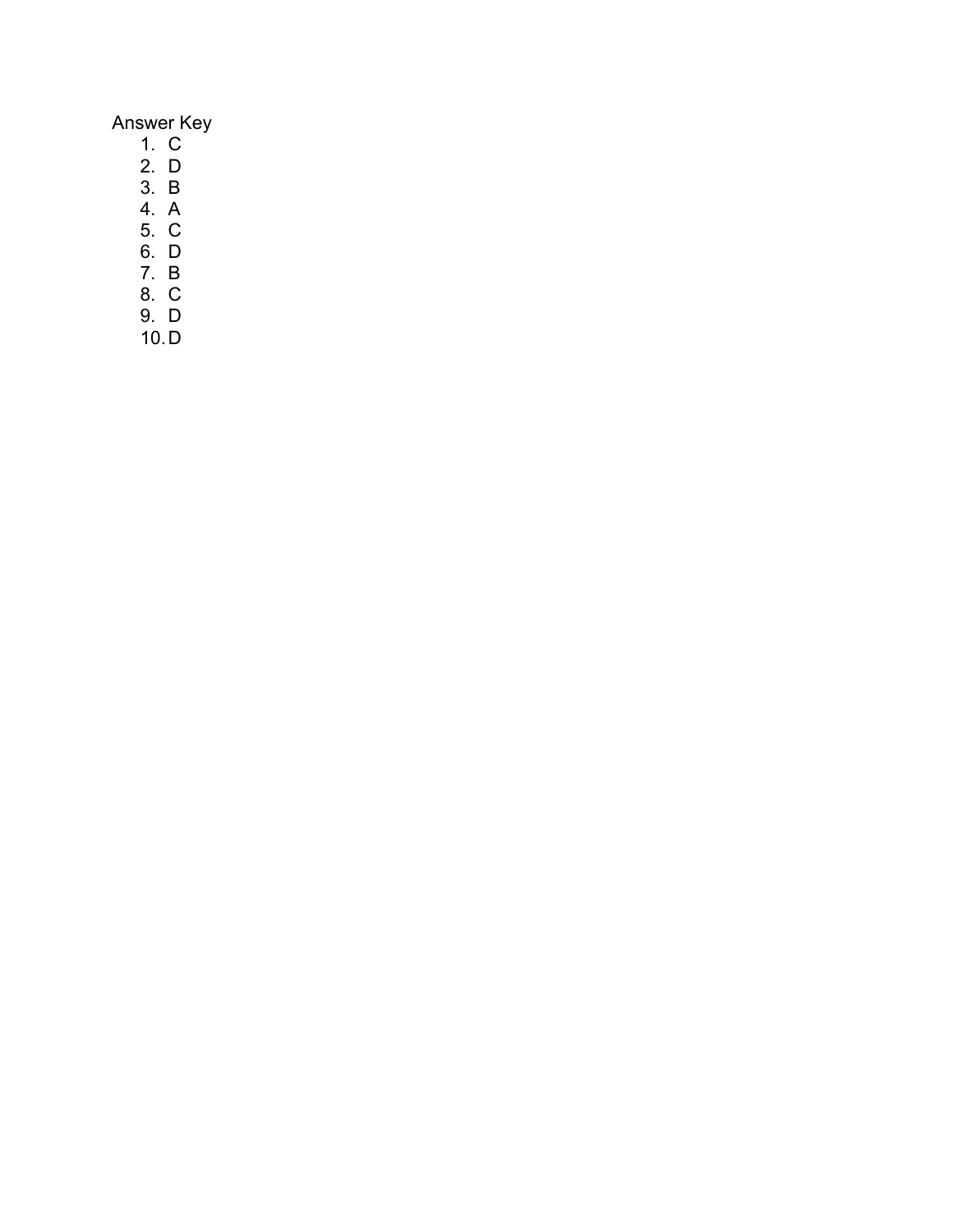Answer Key

1. C
2. D
3. B
4. A
5. C
6. D
7. B
8. C
9. D
10. D